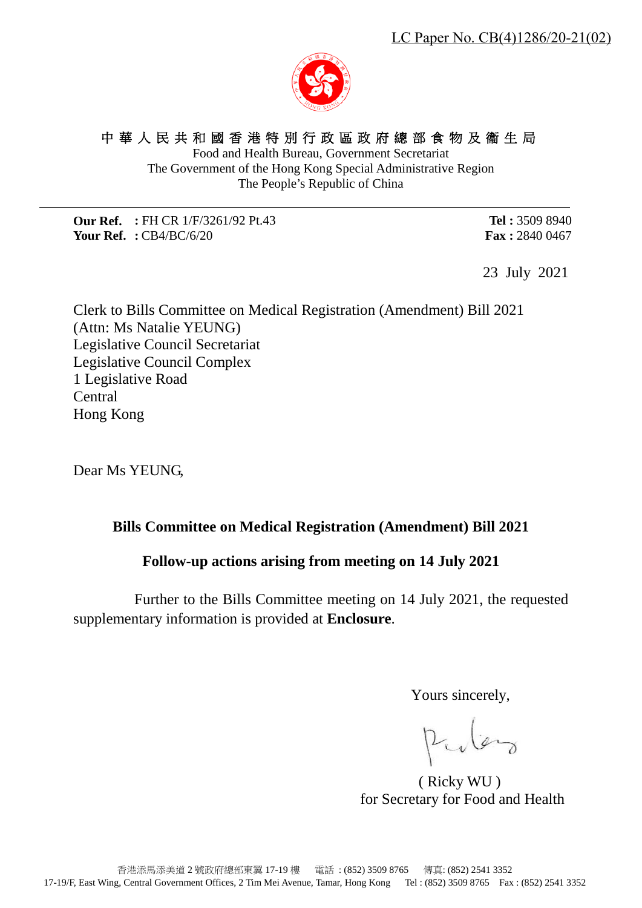LC Paper No. CB(4)1286/20-21(02)

中 華 人 民 共 和 國 香 港 特 別 行 政 區 政 府 總 部 食 物 及 衞 生 局
Food and Health Bureau, Government Secretariat
The Government of the Hong Kong Special Administrative Region
The People's Republic of China

**Our Ref. :** FH CR 1/F/3261/92 Pt.43
**Your Ref. :** CB4/BC/6/20

**Tel :** 3509 8940
**Fax :** 2840 0467

23 July 2021

Clerk to Bills Committee on Medical Registration (Amendment) Bill 2021
(Attn: Ms Natalie YEUNG)
Legislative Council Secretariat
Legislative Council Complex
1 Legislative Road
Central
Hong Kong

Dear Ms YEUNG,

**Bills Committee on Medical Registration (Amendment) Bill 2021**

**Follow-up actions arising from meeting on 14 July 2021**

Further to the Bills Committee meeting on 14 July 2021, the requested supplementary information is provided at **Enclosure**.

Yours sincerely,

( Ricky WU )
for Secretary for Food and Health

香港添馬添美道 2 號政府總部東翼 17-19 樓　電話 : (852) 3509 8765　傳真: (852) 2541 3352
17-19/F, East Wing, Central Government Offices, 2 Tim Mei Avenue, Tamar, Hong Kong　Tel : (852) 3509 8765　Fax : (852) 2541 3352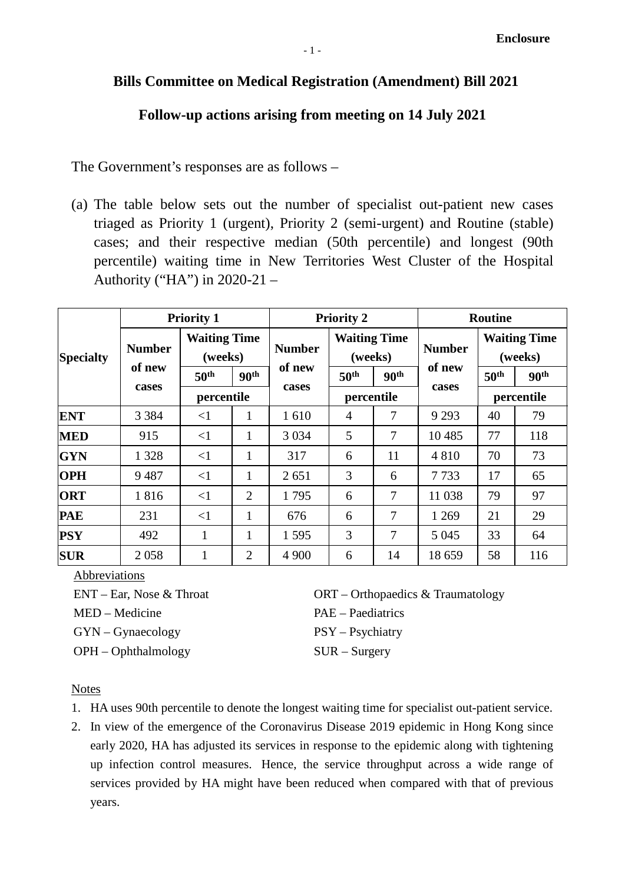**Enclosure**

**Bills Committee on Medical Registration (Amendment) Bill 2021**

**Follow-up actions arising from meeting on 14 July 2021**

The Government's responses are as follows –

(a) The table below sets out the number of specialist out-patient new cases triaged as Priority 1 (urgent), Priority 2 (semi-urgent) and Routine (stable) cases; and their respective median (50th percentile) and longest (90th percentile) waiting time in New Territories West Cluster of the Hospital Authority ("HA") in 2020-21 –

| Specialty | Priority 1 | | | Priority 2 | | | Routine | | |
|---|---|---|---|---|---|---|---|---|---|
| | Number of new cases | Waiting Time (weeks) | | Number of new cases | Waiting Time (weeks) | | Number of new cases | Waiting Time (weeks) | |
| | | 50th percentile | 90th percentile | | 50th percentile | 90th percentile | | 50th percentile | 90th percentile |
| **ENT** | 3 384 | <1 | 1 | 1 610 | 4 | 7 | 9 293 | 40 | 79 |
| **MED** | 915 | <1 | 1 | 3 034 | 5 | 7 | 10 485 | 77 | 118 |
| **GYN** | 1 328 | <1 | 1 | 317 | 6 | 11 | 4 810 | 70 | 73 |
| **OPH** | 9 487 | <1 | 1 | 2 651 | 3 | 6 | 7 733 | 17 | 65 |
| **ORT** | 1 816 | <1 | 2 | 1 795 | 6 | 7 | 11 038 | 79 | 97 |
| **PAE** | 231 | <1 | 1 | 676 | 6 | 7 | 1 269 | 21 | 29 |
| **PSY** | 492 | 1 | 1 | 1 595 | 3 | 7 | 5 045 | 33 | 64 |
| **SUR** | 2 058 | 1 | 2 | 4 900 | 6 | 14 | 18 659 | 58 | 116 |

Abbreviations

ENT – Ear, Nose & Throat
MED – Medicine
GYN – Gynaecology
OPH – Ophthalmology
ORT – Orthopaedics & Traumatology
PAE – Paediatrics
PSY – Psychiatry
SUR – Surgery

Notes

1. HA uses 90th percentile to denote the longest waiting time for specialist out-patient service.
2. In view of the emergence of the Coronavirus Disease 2019 epidemic in Hong Kong since early 2020, HA has adjusted its services in response to the epidemic along with tightening up infection control measures. Hence, the service throughput across a wide range of services provided by HA might have been reduced when compared with that of previous years.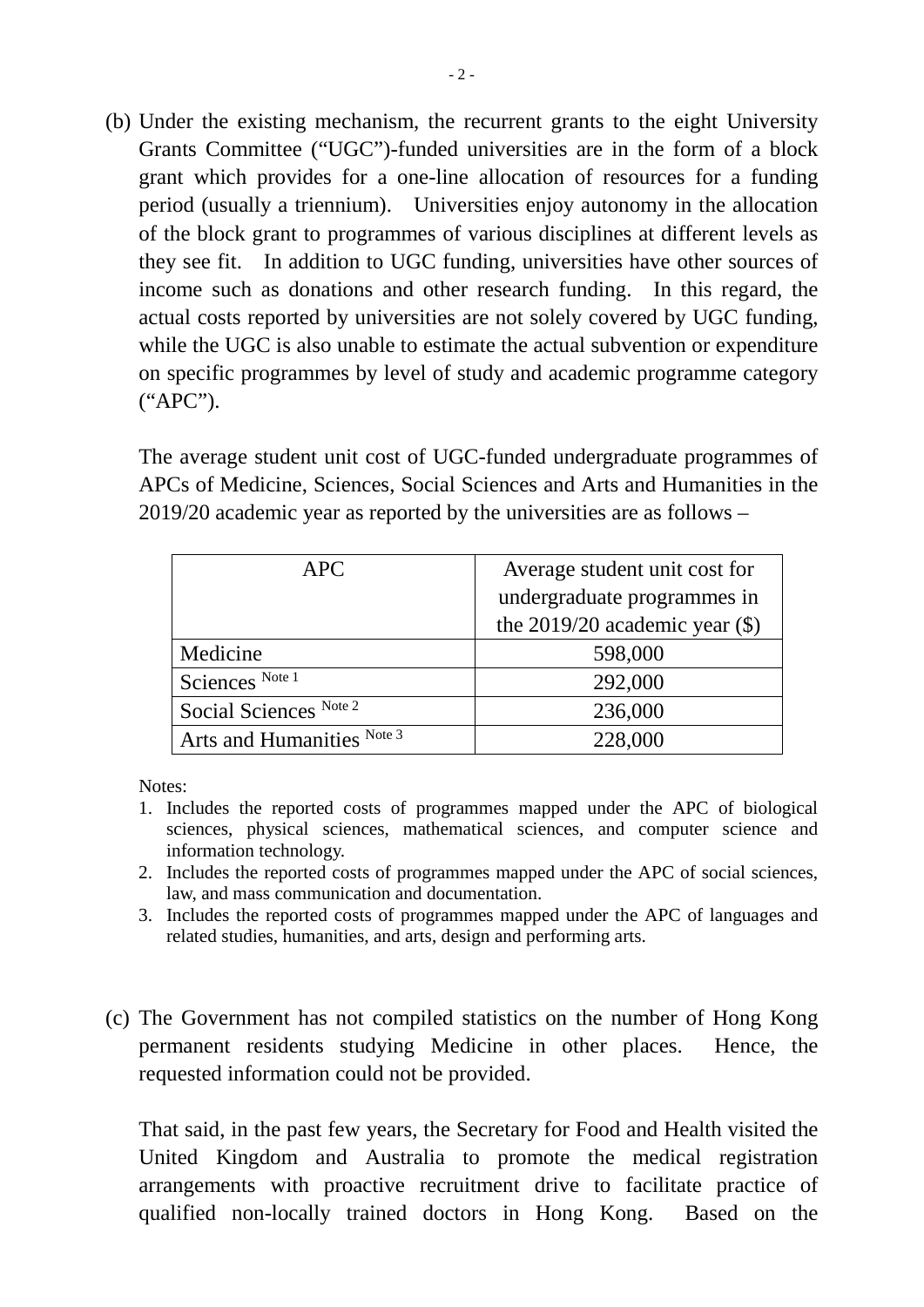(b) Under the existing mechanism, the recurrent grants to the eight University Grants Committee ("UGC")-funded universities are in the form of a block grant which provides for a one-line allocation of resources for a funding period (usually a triennium). Universities enjoy autonomy in the allocation of the block grant to programmes of various disciplines at different levels as they see fit. In addition to UGC funding, universities have other sources of income such as donations and other research funding. In this regard, the actual costs reported by universities are not solely covered by UGC funding, while the UGC is also unable to estimate the actual subvention or expenditure on specific programmes by level of study and academic programme category ("APC").

The average student unit cost of UGC-funded undergraduate programmes of APCs of Medicine, Sciences, Social Sciences and Arts and Humanities in the 2019/20 academic year as reported by the universities are as follows –

| APC | Average student unit cost for undergraduate programmes in the 2019/20 academic year ($) |
|---|---|
| Medicine | 598,000 |
| Sciences Note 1 | 292,000 |
| Social Sciences Note 2 | 236,000 |
| Arts and Humanities Note 3 | 228,000 |

Notes:

1. Includes the reported costs of programmes mapped under the APC of biological sciences, physical sciences, mathematical sciences, and computer science and information technology.
2. Includes the reported costs of programmes mapped under the APC of social sciences, law, and mass communication and documentation.
3. Includes the reported costs of programmes mapped under the APC of languages and related studies, humanities, and arts, design and performing arts.

(c) The Government has not compiled statistics on the number of Hong Kong permanent residents studying Medicine in other places. Hence, the requested information could not be provided.

That said, in the past few years, the Secretary for Food and Health visited the United Kingdom and Australia to promote the medical registration arrangements with proactive recruitment drive to facilitate practice of qualified non-locally trained doctors in Hong Kong. Based on the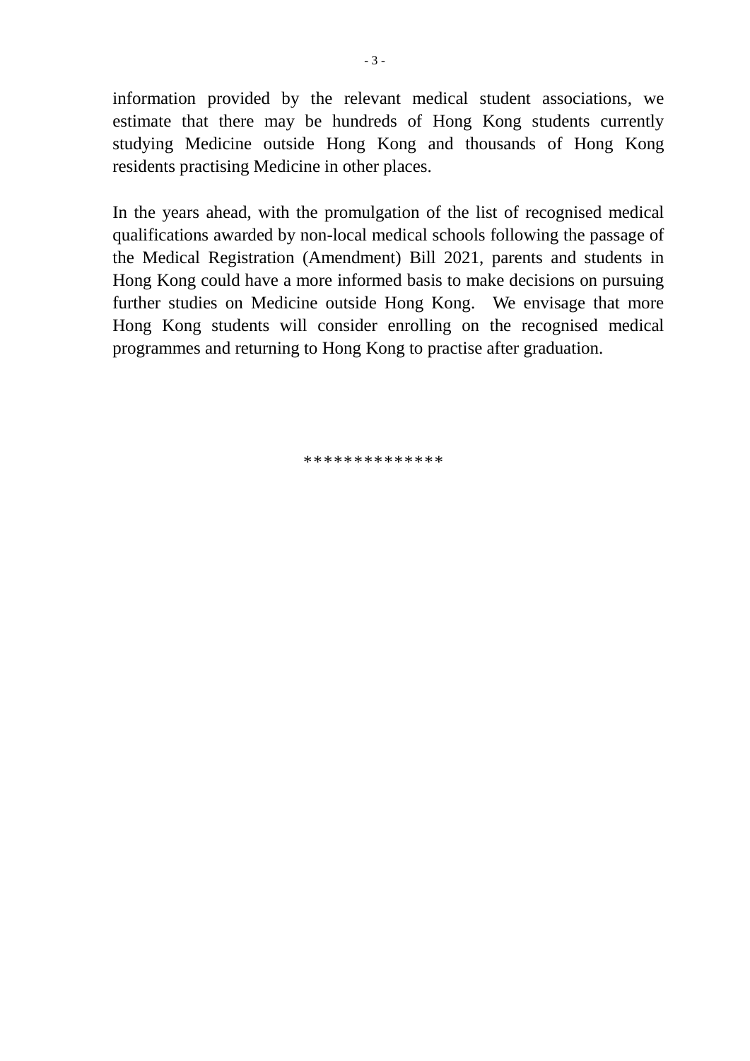information provided by the relevant medical student associations, we estimate that there may be hundreds of Hong Kong students currently studying Medicine outside Hong Kong and thousands of Hong Kong residents practising Medicine in other places.

In the years ahead, with the promulgation of the list of recognised medical qualifications awarded by non-local medical schools following the passage of the Medical Registration (Amendment) Bill 2021, parents and students in Hong Kong could have a more informed basis to make decisions on pursuing further studies on Medicine outside Hong Kong. We envisage that more Hong Kong students will consider enrolling on the recognised medical programmes and returning to Hong Kong to practise after graduation.

**************